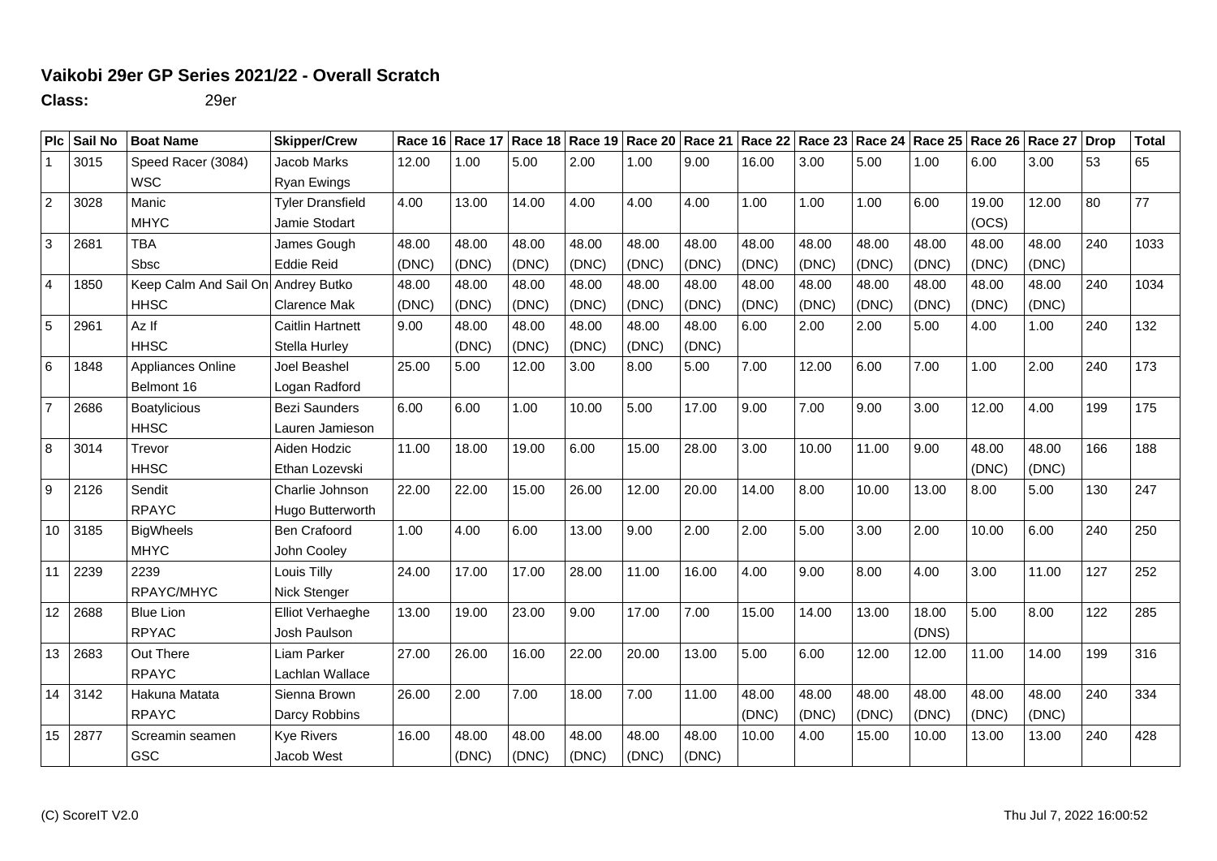**Vaikobi 29er GP Series 2021/22 - Overall Scratch**

**Class:** 29er

| Plc | Sail No | Boat Name | Skipper/Crew | Race 16 | Race 17 | Race 18 | Race 19 | Race 20 | Race 21 | Race 22 | Race 23 | Race 24 | Race 25 | Race 26 | Race 27 | Drop | Total |
|---|---|---|---|---|---|---|---|---|---|---|---|---|---|---|---|---|---|
| 1 | 3015 | Speed Racer (3084) WSC | Jacob Marks Ryan Ewings | 12.00 | 1.00 | 5.00 | 2.00 | 1.00 | 9.00 | 16.00 | 3.00 | 5.00 | 1.00 | 6.00 | 3.00 | 53 | 65 |
| 2 | 3028 | Manic MHYC | Tyler Dransfield Jamie Stodart | 4.00 | 13.00 | 14.00 | 4.00 | 4.00 | 4.00 | 1.00 | 1.00 | 1.00 | 6.00 | 19.00 (OCS) | 12.00 | 80 | 77 |
| 3 | 2681 | TBA Sbsc | James Gough Eddie Reid | 48.00 (DNC) | 48.00 (DNC) | 48.00 (DNC) | 48.00 (DNC) | 48.00 (DNC) | 48.00 (DNC) | 48.00 (DNC) | 48.00 (DNC) | 48.00 (DNC) | 48.00 (DNC) | 48.00 (DNC) | 48.00 (DNC) | 240 | 1033 |
| 4 | 1850 | Keep Calm And Sail On HHSC | Andrey Butko Clarence Mak | 48.00 (DNC) | 48.00 (DNC) | 48.00 (DNC) | 48.00 (DNC) | 48.00 (DNC) | 48.00 (DNC) | 48.00 (DNC) | 48.00 (DNC) | 48.00 (DNC) | 48.00 (DNC) | 48.00 (DNC) | 48.00 (DNC) | 240 | 1034 |
| 5 | 2961 | Az If HHSC | Caitlin Hartnett Stella Hurley | 9.00 | 48.00 (DNC) | 48.00 (DNC) | 48.00 (DNC) | 48.00 (DNC) | 48.00 (DNC) | 6.00 | 2.00 | 2.00 | 5.00 | 4.00 | 1.00 | 240 | 132 |
| 6 | 1848 | Appliances Online Belmont 16 | Joel Beashel Logan Radford | 25.00 | 5.00 | 12.00 | 3.00 | 8.00 | 5.00 | 7.00 | 12.00 | 6.00 | 7.00 | 1.00 | 2.00 | 240 | 173 |
| 7 | 2686 | Boatylicious HHSC | Bezi Saunders Lauren Jamieson | 6.00 | 6.00 | 1.00 | 10.00 | 5.00 | 17.00 | 9.00 | 7.00 | 9.00 | 3.00 | 12.00 | 4.00 | 199 | 175 |
| 8 | 3014 | Trevor HHSC | Aiden Hodzic Ethan Lozevski | 11.00 | 18.00 | 19.00 | 6.00 | 15.00 | 28.00 | 3.00 | 10.00 | 11.00 | 9.00 | 48.00 (DNC) | 48.00 (DNC) | 166 | 188 |
| 9 | 2126 | Sendit RPAYC | Charlie Johnson Hugo Butterworth | 22.00 | 22.00 | 15.00 | 26.00 | 12.00 | 20.00 | 14.00 | 8.00 | 10.00 | 13.00 | 8.00 | 5.00 | 130 | 247 |
| 10 | 3185 | BigWheels MHYC | Ben Crafoord John Cooley | 1.00 | 4.00 | 6.00 | 13.00 | 9.00 | 2.00 | 2.00 | 5.00 | 3.00 | 2.00 | 10.00 | 6.00 | 240 | 250 |
| 11 | 2239 | 2239 RPAYC/MHYC | Louis Tilly Nick Stenger | 24.00 | 17.00 | 17.00 | 28.00 | 11.00 | 16.00 | 4.00 | 9.00 | 8.00 | 4.00 | 3.00 | 11.00 | 127 | 252 |
| 12 | 2688 | Blue Lion RPYAC | Elliot Verhaeghe Josh Paulson | 13.00 | 19.00 | 23.00 | 9.00 | 17.00 | 7.00 | 15.00 | 14.00 | 13.00 | 18.00 (DNS) | 5.00 | 8.00 | 122 | 285 |
| 13 | 2683 | Out There RPAYC | Liam Parker Lachlan Wallace | 27.00 | 26.00 | 16.00 | 22.00 | 20.00 | 13.00 | 5.00 | 6.00 | 12.00 | 12.00 | 11.00 | 14.00 | 199 | 316 |
| 14 | 3142 | Hakuna Matata RPAYC | Sienna Brown Darcy Robbins | 26.00 | 2.00 | 7.00 | 18.00 | 7.00 | 11.00 | 48.00 (DNC) | 48.00 (DNC) | 48.00 (DNC) | 48.00 (DNC) | 48.00 (DNC) | 48.00 (DNC) | 240 | 334 |
| 15 | 2877 | Screamin seamen GSC | Kye Rivers Jacob West | 16.00 | 48.00 (DNC) | 48.00 (DNC) | 48.00 (DNC) | 48.00 (DNC) | 48.00 (DNC) | 10.00 | 4.00 | 15.00 | 10.00 | 13.00 | 13.00 | 240 | 428 |

(C) ScoreIT V2.0 Thu Jul 7, 2022 16:00:52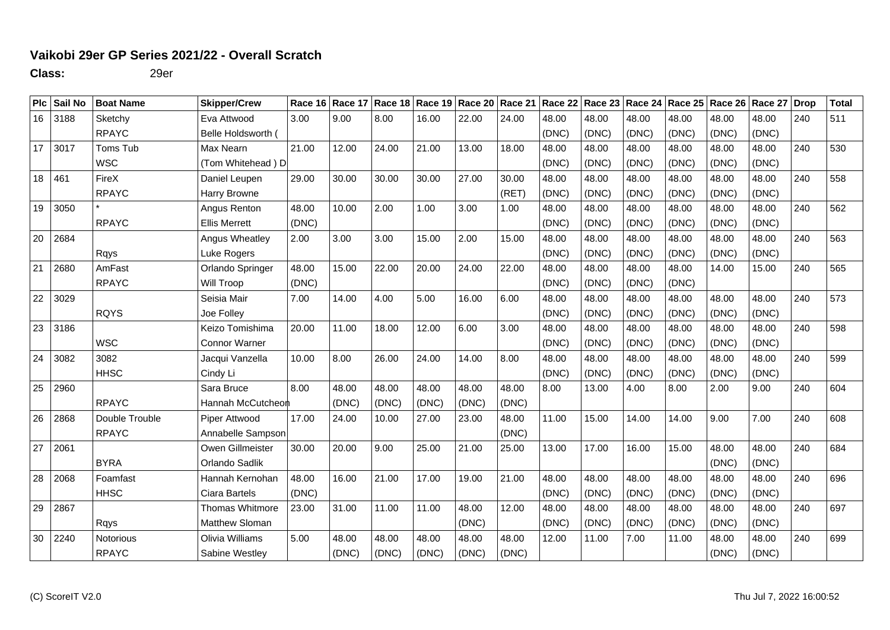## Vaikobi 29er GP Series 2021/22 - Overall Scratch

**Class:** 29er

| Plc | Sail No | Boat Name | Skipper/Crew | Race 16 | Race 17 | Race 18 | Race 19 | Race 20 | Race 21 | Race 22 | Race 23 | Race 24 | Race 25 | Race 26 | Race 27 | Drop | Total |
|---|---|---|---|---|---|---|---|---|---|---|---|---|---|---|---|---|---|
| 16 | 3188 | Sketchy | Eva Attwood | 3.00 | 9.00 | 8.00 | 16.00 | 22.00 | 24.00 | 48.00 | 48.00 | 48.00 | 48.00 | 48.00 | 48.00 | 240 | 511 |
| | | RPAYC | Belle Holdsworth ( | | | | | | | (DNC) | (DNC) | (DNC) | (DNC) | (DNC) | (DNC) | | |
| 17 | 3017 | Toms Tub | Max Nearn | 21.00 | 12.00 | 24.00 | 21.00 | 13.00 | 18.00 | 48.00 | 48.00 | 48.00 | 48.00 | 48.00 | 48.00 | 240 | 530 |
| | | WSC | (Tom Whitehead ) D | | | | | | | (DNC) | (DNC) | (DNC) | (DNC) | (DNC) | (DNC) | | |
| 18 | 461 | FireX | Daniel Leupen | 29.00 | 30.00 | 30.00 | 30.00 | 27.00 | 30.00 | 48.00 | 48.00 | 48.00 | 48.00 | 48.00 | 48.00 | 240 | 558 |
| | | RPAYC | Harry Browne | | | | | | (RET) | (DNC) | (DNC) | (DNC) | (DNC) | (DNC) | (DNC) | | |
| 19 | 3050 | * | Angus Renton | 48.00 | 10.00 | 2.00 | 1.00 | 3.00 | 1.00 | 48.00 | 48.00 | 48.00 | 48.00 | 48.00 | 48.00 | 240 | 562 |
| | | RPAYC | Ellis Merrett | (DNC) | | | | | | (DNC) | (DNC) | (DNC) | (DNC) | (DNC) | (DNC) | | |
| 20 | 2684 | | Angus Wheatley | 2.00 | 3.00 | 3.00 | 15.00 | 2.00 | 15.00 | 48.00 | 48.00 | 48.00 | 48.00 | 48.00 | 48.00 | 240 | 563 |
| | | Rqys | Luke Rogers | | | | | | | (DNC) | (DNC) | (DNC) | (DNC) | (DNC) | (DNC) | | |
| 21 | 2680 | AmFast | Orlando Springer | 48.00 | 15.00 | 22.00 | 20.00 | 24.00 | 22.00 | 48.00 | 48.00 | 48.00 | 48.00 | 14.00 | 15.00 | 240 | 565 |
| | | RPAYC | Will Troop | (DNC) | | | | | | (DNC) | (DNC) | (DNC) | (DNC) | | | | |
| 22 | 3029 | | Seisia Mair | 7.00 | 14.00 | 4.00 | 5.00 | 16.00 | 6.00 | 48.00 | 48.00 | 48.00 | 48.00 | 48.00 | 48.00 | 240 | 573 |
| | | RQYS | Joe Folley | | | | | | | (DNC) | (DNC) | (DNC) | (DNC) | (DNC) | (DNC) | | |
| 23 | 3186 | | Keizo Tomishima | 20.00 | 11.00 | 18.00 | 12.00 | 6.00 | 3.00 | 48.00 | 48.00 | 48.00 | 48.00 | 48.00 | 48.00 | 240 | 598 |
| | | WSC | Connor Warner | | | | | | | (DNC) | (DNC) | (DNC) | (DNC) | (DNC) | (DNC) | | |
| 24 | 3082 | 3082 | Jacqui Vanzella | 10.00 | 8.00 | 26.00 | 24.00 | 14.00 | 8.00 | 48.00 | 48.00 | 48.00 | 48.00 | 48.00 | 48.00 | 240 | 599 |
| | | HHSC | Cindy Li | | | | | | | (DNC) | (DNC) | (DNC) | (DNC) | (DNC) | (DNC) | | |
| 25 | 2960 | | Sara Bruce | 8.00 | 48.00 | 48.00 | 48.00 | 48.00 | 48.00 | 8.00 | 13.00 | 4.00 | 8.00 | 2.00 | 9.00 | 240 | 604 |
| | | RPAYC | Hannah McCutcheon | | (DNC) | (DNC) | (DNC) | (DNC) | (DNC) | | | | | | | | |
| 26 | 2868 | Double Trouble | Piper Attwood | 17.00 | 24.00 | 10.00 | 27.00 | 23.00 | 48.00 | 11.00 | 15.00 | 14.00 | 14.00 | 9.00 | 7.00 | 240 | 608 |
| | | RPAYC | Annabelle Sampson | | | | | | (DNC) | | | | | | | | |
| 27 | 2061 | | Owen Gillmeister | 30.00 | 20.00 | 9.00 | 25.00 | 21.00 | 25.00 | 13.00 | 17.00 | 16.00 | 15.00 | 48.00 | 48.00 | 240 | 684 |
| | | BYRA | Orlando Sadlik | | | | | | | | | | | (DNC) | (DNC) | | |
| 28 | 2068 | Foamfast | Hannah Kernohan | 48.00 | 16.00 | 21.00 | 17.00 | 19.00 | 21.00 | 48.00 | 48.00 | 48.00 | 48.00 | 48.00 | 48.00 | 240 | 696 |
| | | HHSC | Ciara Bartels | (DNC) | | | | | | (DNC) | (DNC) | (DNC) | (DNC) | (DNC) | (DNC) | | |
| 29 | 2867 | | Thomas Whitmore | 23.00 | 31.00 | 11.00 | 11.00 | 48.00 | 12.00 | 48.00 | 48.00 | 48.00 | 48.00 | 48.00 | 48.00 | 240 | 697 |
| | | Rqys | Matthew Sloman | | | | | (DNC) | | (DNC) | (DNC) | (DNC) | (DNC) | (DNC) | (DNC) | | |
| 30 | 2240 | Notorious | Olivia Williams | 5.00 | 48.00 | 48.00 | 48.00 | 48.00 | 48.00 | 12.00 | 11.00 | 7.00 | 11.00 | 48.00 | 48.00 | 240 | 699 |
| | | RPAYC | Sabine Westley | | (DNC) | (DNC) | (DNC) | (DNC) | (DNC) | | | | | (DNC) | (DNC) | | |

(C) ScoreIT V2.0 Thu Jul 7, 2022 16:00:52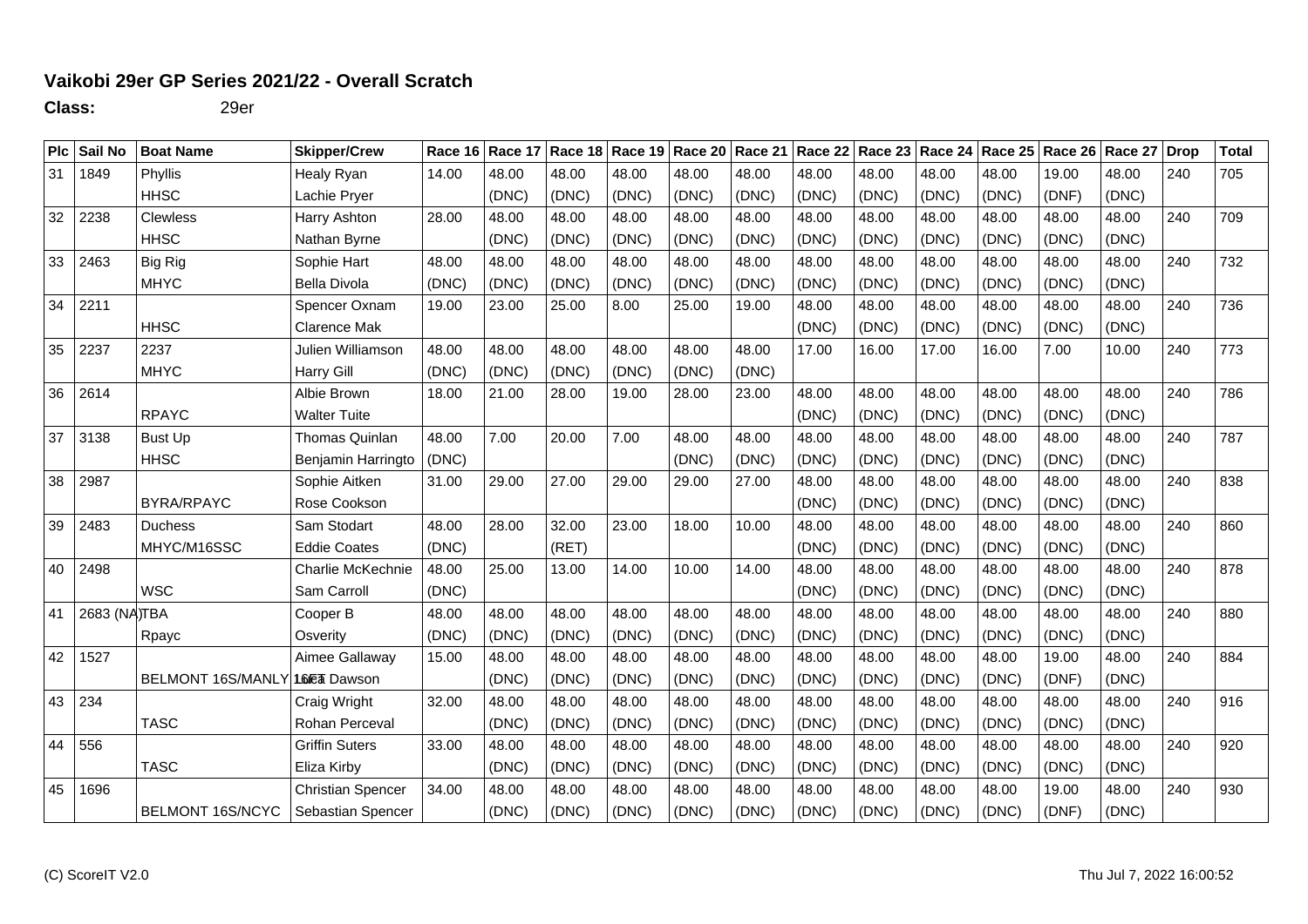# Vaikobi 29er GP Series 2021/22 - Overall Scratch

**Class:** 29er

| Plc | Sail No | Boat Name | Skipper/Crew | Race 16 | Race 17 | Race 18 | Race 19 | Race 20 | Race 21 | Race 22 | Race 23 | Race 24 | Race 25 | Race 26 | Race 27 | Drop | Total |
|---|---|---|---|---|---|---|---|---|---|---|---|---|---|---|---|---|---|
| 31 | 1849 | Phyllis | Healy Ryan | 14.00 | 48.00 | 48.00 | 48.00 | 48.00 | 48.00 | 48.00 | 48.00 | 48.00 | 48.00 | 19.00 | 48.00 | 240 | 705 |
| | | HHSC | Lachie Pryer | | (DNC) | (DNC) | (DNC) | (DNC) | (DNC) | (DNC) | (DNC) | (DNC) | (DNC) | (DNF) | (DNC) | | |
| 32 | 2238 | Clewless | Harry Ashton | 28.00 | 48.00 | 48.00 | 48.00 | 48.00 | 48.00 | 48.00 | 48.00 | 48.00 | 48.00 | 48.00 | 48.00 | 240 | 709 |
| | | HHSC | Nathan Byrne | | (DNC) | (DNC) | (DNC) | (DNC) | (DNC) | (DNC) | (DNC) | (DNC) | (DNC) | (DNC) | (DNC) | | |
| 33 | 2463 | Big Rig | Sophie Hart | 48.00 | 48.00 | 48.00 | 48.00 | 48.00 | 48.00 | 48.00 | 48.00 | 48.00 | 48.00 | 48.00 | 48.00 | 240 | 732 |
| | | MHYC | Bella Divola | (DNC) | (DNC) | (DNC) | (DNC) | (DNC) | (DNC) | (DNC) | (DNC) | (DNC) | (DNC) | (DNC) | (DNC) | | |
| 34 | 2211 | | Spencer Oxnam | 19.00 | 23.00 | 25.00 | 8.00 | 25.00 | 19.00 | 48.00 | 48.00 | 48.00 | 48.00 | 48.00 | 48.00 | 240 | 736 |
| | | HHSC | Clarence Mak | | | | | | | (DNC) | (DNC) | (DNC) | (DNC) | (DNC) | (DNC) | | |
| 35 | 2237 | 2237 | Julien Williamson | 48.00 | 48.00 | 48.00 | 48.00 | 48.00 | 48.00 | 17.00 | 16.00 | 17.00 | 16.00 | 7.00 | 10.00 | 240 | 773 |
| | | MHYC | Harry Gill | (DNC) | (DNC) | (DNC) | (DNC) | (DNC) | (DNC) | | | | | | | | |
| 36 | 2614 | | Albie Brown | 18.00 | 21.00 | 28.00 | 19.00 | 28.00 | 23.00 | 48.00 | 48.00 | 48.00 | 48.00 | 48.00 | 48.00 | 240 | 786 |
| | | RPAYC | Walter Tuite | | | | | | | (DNC) | (DNC) | (DNC) | (DNC) | (DNC) | (DNC) | | |
| 37 | 3138 | Bust Up | Thomas Quinlan | 48.00 | 7.00 | 20.00 | 7.00 | 48.00 | 48.00 | 48.00 | 48.00 | 48.00 | 48.00 | 48.00 | 48.00 | 240 | 787 |
| | | HHSC | Benjamin Harringto | (DNC) | | | | (DNC) | (DNC) | (DNC) | (DNC) | (DNC) | (DNC) | (DNC) | (DNC) | | |
| 38 | 2987 | | Sophie Aitken | 31.00 | 29.00 | 27.00 | 29.00 | 29.00 | 27.00 | 48.00 | 48.00 | 48.00 | 48.00 | 48.00 | 48.00 | 240 | 838 |
| | | BYRA/RPAYC | Rose Cookson | | | | | | | (DNC) | (DNC) | (DNC) | (DNC) | (DNC) | (DNC) | | |
| 39 | 2483 | Duchess | Sam Stodart | 48.00 | 28.00 | 32.00 | 23.00 | 18.00 | 10.00 | 48.00 | 48.00 | 48.00 | 48.00 | 48.00 | 48.00 | 240 | 860 |
| | | MHYC/M16SSC | Eddie Coates | (DNC) | | (RET) | | | | (DNC) | (DNC) | (DNC) | (DNC) | (DNC) | (DNC) | | |
| 40 | 2498 | | Charlie McKechnie | 48.00 | 25.00 | 13.00 | 14.00 | 10.00 | 14.00 | 48.00 | 48.00 | 48.00 | 48.00 | 48.00 | 48.00 | 240 | 878 |
| | | WSC | Sam Carroll | (DNC) | | | | | | (DNC) | (DNC) | (DNC) | (DNC) | (DNC) | (DNC) | | |
| 41 | 2683 (NA) | TBA | Cooper B | 48.00 | 48.00 | 48.00 | 48.00 | 48.00 | 48.00 | 48.00 | 48.00 | 48.00 | 48.00 | 48.00 | 48.00 | 240 | 880 |
| | | Rpayc | Osverity | (DNC) | (DNC) | (DNC) | (DNC) | (DNC) | (DNC) | (DNC) | (DNC) | (DNC) | (DNC) | (DNC) | (DNC) | | |
| 42 | 1527 | | Aimee Gallaway | 15.00 | 48.00 | 48.00 | 48.00 | 48.00 | 48.00 | 48.00 | 48.00 | 48.00 | 48.00 | 19.00 | 48.00 | 240 | 884 |
| | | BELMONT 16S/MANLY 16FT | Lucca Dawson | | (DNC) | (DNC) | (DNC) | (DNC) | (DNC) | (DNC) | (DNC) | (DNC) | (DNC) | (DNF) | (DNC) | | |
| 43 | 234 | | Craig Wright | 32.00 | 48.00 | 48.00 | 48.00 | 48.00 | 48.00 | 48.00 | 48.00 | 48.00 | 48.00 | 48.00 | 48.00 | 240 | 916 |
| | | TASC | Rohan Perceval | | (DNC) | (DNC) | (DNC) | (DNC) | (DNC) | (DNC) | (DNC) | (DNC) | (DNC) | (DNC) | (DNC) | | |
| 44 | 556 | | Griffin Suters | 33.00 | 48.00 | 48.00 | 48.00 | 48.00 | 48.00 | 48.00 | 48.00 | 48.00 | 48.00 | 48.00 | 48.00 | 240 | 920 |
| | | TASC | Eliza Kirby | | (DNC) | (DNC) | (DNC) | (DNC) | (DNC) | (DNC) | (DNC) | (DNC) | (DNC) | (DNC) | (DNC) | | |
| 45 | 1696 | | Christian Spencer | 34.00 | 48.00 | 48.00 | 48.00 | 48.00 | 48.00 | 48.00 | 48.00 | 48.00 | 48.00 | 19.00 | 48.00 | 240 | 930 |
| | | BELMONT 16S/NCYC | Sebastian Spencer | | (DNC) | (DNC) | (DNC) | (DNC) | (DNC) | (DNC) | (DNC) | (DNC) | (DNC) | (DNF) | (DNC) | | |

(C) ScoreIT V2.0 — Thu Jul 7, 2022 16:00:52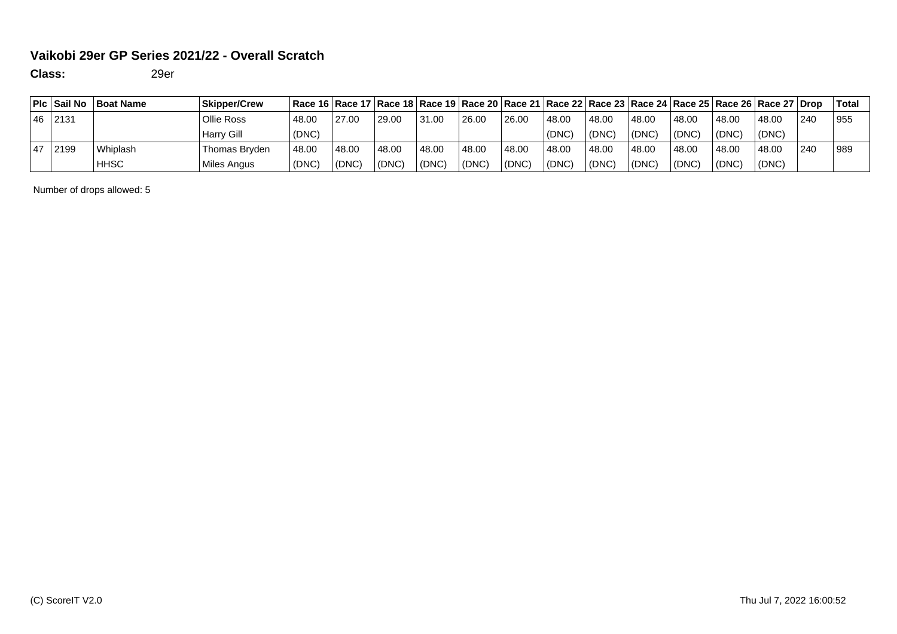**Vaikobi 29er GP Series 2021/22 - Overall Scratch**

**Class:** 29er

| Plc | Sail No | Boat Name | Skipper/Crew | Race 16 | Race 17 | Race 18 | Race 19 | Race 20 | Race 21 | Race 22 | Race 23 | Race 24 | Race 25 | Race 26 | Race 27 | Drop | Total |
|---|---|---|---|---|---|---|---|---|---|---|---|---|---|---|---|---|---|
| 46 | 2131 | | Ollie Ross | 48.00 | 27.00 | 29.00 | 31.00 | 26.00 | 26.00 | 48.00 | 48.00 | 48.00 | 48.00 | 48.00 | 48.00 | 240 | 955 |
| | | | Harry Gill | (DNC) | | | | | | (DNC) | (DNC) | (DNC) | (DNC) | (DNC) | (DNC) | | |
| 47 | 2199 | Whiplash | Thomas Bryden | 48.00 | 48.00 | 48.00 | 48.00 | 48.00 | 48.00 | 48.00 | 48.00 | 48.00 | 48.00 | 48.00 | 48.00 | 240 | 989 |
| | | HHSC | Miles Angus | (DNC) | (DNC) | (DNC) | (DNC) | (DNC) | (DNC) | (DNC) | (DNC) | (DNC) | (DNC) | (DNC) | (DNC) | | |

Number of drops allowed: 5

(C) ScoreIT V2.0

Thu Jul 7, 2022 16:00:52